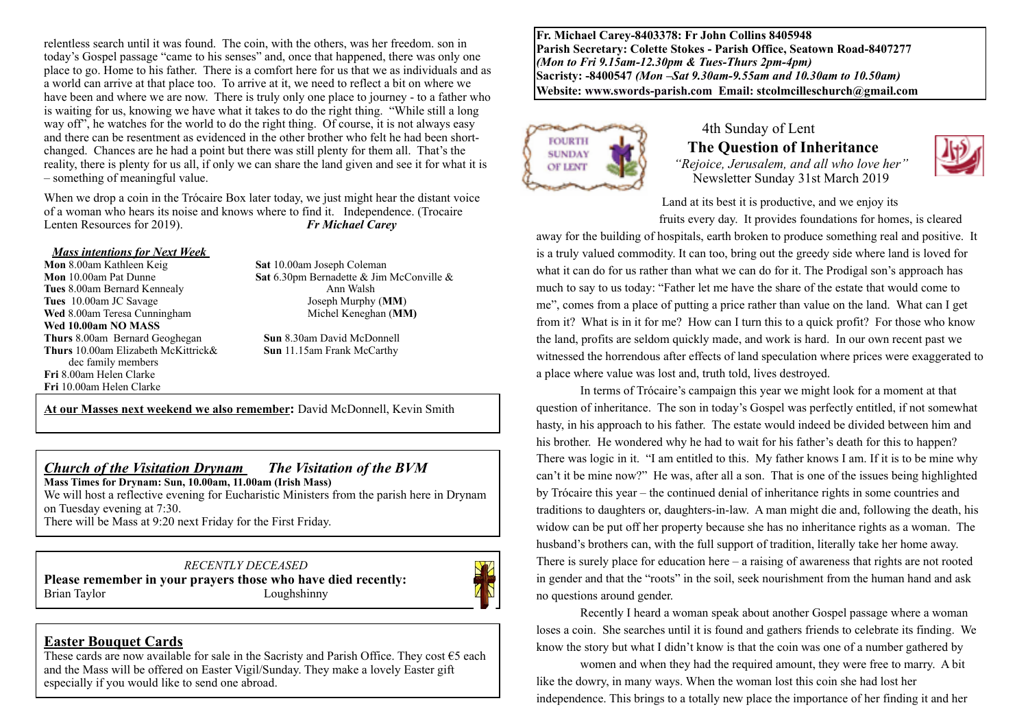**Fr. Michael Carey-8403378: Fr John Collins 8405948**
**Parish Secretary: Colette Stokes - Parish Office, Seatown Road-8407277**
***(Mon to Fri 9.15am-12.30pm & Tues-Thurs 2pm-4pm)***
**Sacristy: -8400547** ***(Mon –Sat 9.30am-9.55am and 10.30am to 10.50am)***
**Website: www.swords-parish.com Email: stcolmcilleschurch@gmail.com**

4th Sunday of Lent

## The Question of Inheritance

*"Rejoice, Jerusalem, and all who love her"*
Newsletter Sunday 31st March 2019

Land at its best it is productive, and we enjoy its fruits every day. It provides foundations for homes, is cleared away for the building of hospitals, earth broken to produce something real and positive. It is a truly valued commodity. It can too, bring out the greedy side where land is loved for what it can do for us rather than what we can do for it. The Prodigal son's approach has much to say to us today: "Father let me have the share of the estate that would come to me", comes from a place of putting a price rather than value on the land. What can I get from it? What is in it for me? How can I turn this to a quick profit? For those who know the land, profits are seldom quickly made, and work is hard. In our own recent past we witnessed the horrendous after effects of land speculation where prices were exaggerated to a place where value was lost and, truth told, lives destroyed.

In terms of Trócaire's campaign this year we might look for a moment at that question of inheritance. The son in today's Gospel was perfectly entitled, if not somewhat hasty, in his approach to his father. The estate would indeed be divided between him and his brother. He wondered why he had to wait for his father's death for this to happen? There was logic in it. "I am entitled to this. My father knows I am. If it is to be mine why can't it be mine now?" He was, after all a son. That is one of the issues being highlighted by Trócaire this year – the continued denial of inheritance rights in some countries and traditions to daughters or, daughters-in-law. A man might die and, following the death, his widow can be put off her property because she has no inheritance rights as a woman. The husband's brothers can, with the full support of tradition, literally take her home away. There is surely place for education here – a raising of awareness that rights are not rooted in gender and that the "roots" in the soil, seek nourishment from the human hand and ask no questions around gender.

Recently I heard a woman speak about another Gospel passage where a woman loses a coin. She searches until it is found and gathers friends to celebrate its finding. We know the story but what I didn't know is that the coin was one of a number gathered by women and when they had the required amount, they were free to marry. A bit like the dowry, in many ways. When the woman lost this coin she had lost her independence. This brings to a totally new place the importance of her finding it and her relentless search until it was found. The coin, with the others, was her freedom. son in today's Gospel passage "came to his senses" and, once that happened, there was only one place to go. Home to his father. There is a comfort here for us that we as individuals and as a world can arrive at that place too. To arrive at it, we need to reflect a bit on where we have been and where we are now. There is truly only one place to journey - to a father who is waiting for us, knowing we have what it takes to do the right thing. "While still a long way off", he watches for the world to do the right thing. Of course, it is not always easy and there can be resentment as evidenced in the other brother who felt he had been short-changed. Chances are he had a point but there was still plenty for them all. That's the reality, there is plenty for us all, if only we can share the land given and see it for what it is – something of meaningful value.

When we drop a coin in the Trócaire Box later today, we just might hear the distant voice of a woman who hears its noise and knows where to find it. Independence. (Trocaire Lenten Resources for 2019). ***Fr Michael Carey***

### *Mass intentions for Next Week*

**Mon** 8.00am Kathleen Keig
**Mon** 10.00am Pat Dunne
**Tues** 8.00am Bernard Kennealy
**Tues** 10.00am JC Savage
**Wed** 8.00am Teresa Cunningham
**Wed 10.00am NO MASS**
**Thurs** 8.00am Bernard Geoghegan
**Thurs** 10.00am Elizabeth McKittrick& dec family members
**Fri** 8.00am Helen Clarke
**Fri** 10.00am Helen Clarke
**Sat** 10.00am Joseph Coleman
**Sat** 6.30pm Bernadette & Jim McConville & Ann Walsh
Joseph Murphy (**MM**)
Michel Keneghan (**MM**)
**Sun** 8.30am David McDonnell
**Sun** 11.15am Frank McCarthy

**At our Masses next weekend we also remember:** David McDonnell, Kevin Smith

### *Church of the Visitation Drynam* *The Visitation of the BVM*

**Mass Times for Drynam: Sun, 10.00am, 11.00am (Irish Mass)**
We will host a reflective evening for Eucharistic Ministers from the parish here in Drynam on Tuesday evening at 7:30.
There will be Mass at 9:20 next Friday for the First Friday.

*RECENTLY DECEASED*
**Please remember in your prayers those who have died recently:**
Brian Taylor Loughshinny

### Easter Bouquet Cards

These cards are now available for sale in the Sacristy and Parish Office. They cost €5 each and the Mass will be offered on Easter Vigil/Sunday. They make a lovely Easter gift especially if you would like to send one abroad.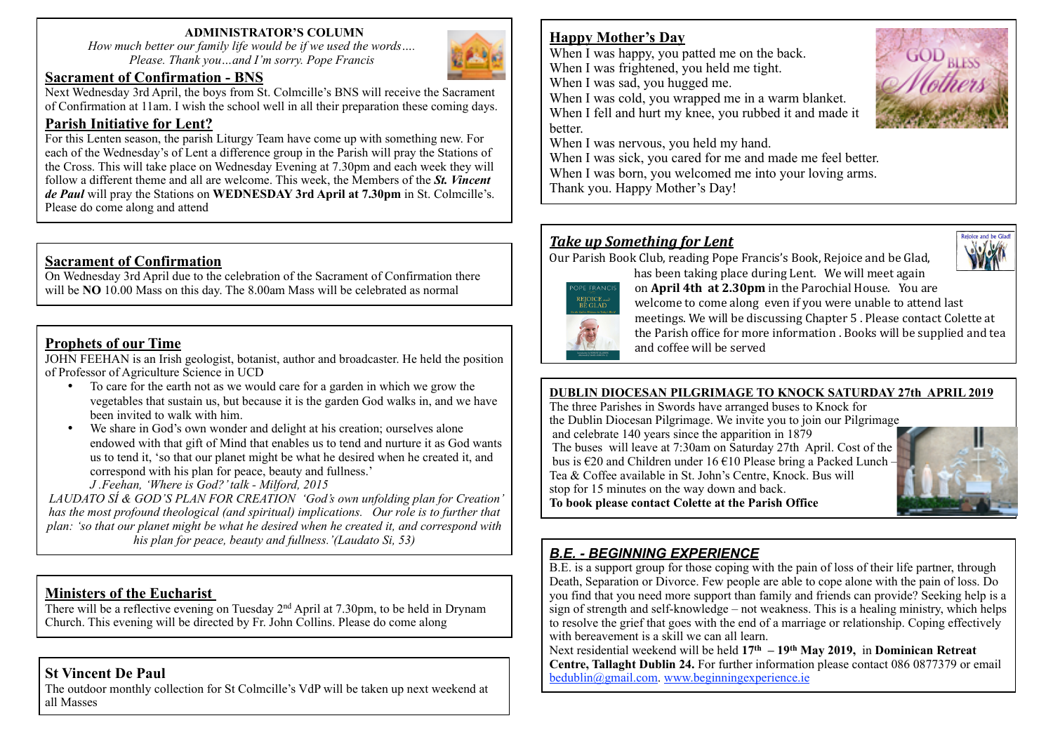**ADMINISTRATOR'S COLUMN**

*How much better our family life would be if we used the words…. Please. Thank you…and I'm sorry. Pope Francis*

## Sacrament of Confirmation - BNS

Next Wednesday 3rd April, the boys from St. Colmcille's BNS will receive the Sacrament of Confirmation at 11am. I wish the school well in all their preparation these coming days.

## Parish Initiative for Lent?

For this Lenten season, the parish Liturgy Team have come up with something new. For each of the Wednesday's of Lent a difference group in the Parish will pray the Stations of the Cross. This will take place on Wednesday Evening at 7.30pm and each week they will follow a different theme and all are welcome. This week, the Members of the ***St. Vincent de Paul*** will pray the Stations on **WEDNESDAY 3rd April at 7.30pm** in St. Colmcille's. Please do come along and attend

## Sacrament of Confirmation

On Wednesday 3rd April due to the celebration of the Sacrament of Confirmation there will be **NO** 10.00 Mass on this day. The 8.00am Mass will be celebrated as normal

## Prophets of our Time

JOHN FEEHAN is an Irish geologist, botanist, author and broadcaster. He held the position of Professor of Agriculture Science in UCD

- To care for the earth not as we would care for a garden in which we grow the vegetables that sustain us, but because it is the garden God walks in, and we have been invited to walk with him.
- We share in God's own wonder and delight at his creation; ourselves alone endowed with that gift of Mind that enables us to tend and nurture it as God wants us to tend it, 'so that our planet might be what he desired when he created it, and correspond with his plan for peace, beauty and fullness.'

*J .Feehan, 'Where is God?' talk - Milford, 2015*

*LAUDATO SÍ & GOD'S PLAN FOR CREATION 'God's own unfolding plan for Creation' has the most profound theological (and spiritual) implications. Our role is to further that plan: 'so that our planet might be what he desired when he created it, and correspond with his plan for peace, beauty and fullness.'(Laudato Si, 53)*

## Ministers of the Eucharist

There will be a reflective evening on Tuesday 2nd April at 7.30pm, to be held in Drynam Church. This evening will be directed by Fr. John Collins. Please do come along

## St Vincent De Paul

The outdoor monthly collection for St Colmcille's VdP will be taken up next weekend at all Masses

## Happy Mother's Day

When I was happy, you patted me on the back.
When I was frightened, you held me tight.
When I was sad, you hugged me.
When I was cold, you wrapped me in a warm blanket.
When I fell and hurt my knee, you rubbed it and made it better.
When I was nervous, you held my hand.
When I was sick, you cared for me and made me feel better.
When I was born, you welcomed me into your loving arms.
Thank you. Happy Mother's Day!

## *Take up Something for Lent*

Our Parish Book Club, reading Pope Francis's Book, Rejoice and be Glad, has been taking place during Lent. We will meet again on **April 4th at 2.30pm** in the Parochial House. You are welcome to come along even if you were unable to attend last meetings. We will be discussing Chapter 5 . Please contact Colette at the Parish office for more information . Books will be supplied and tea and coffee will be served

## DUBLIN DIOCESAN PILGRIMAGE TO KNOCK SATURDAY 27th APRIL 2019

The three Parishes in Swords have arranged buses to Knock for the Dublin Diocesan Pilgrimage. We invite you to join our Pilgrimage and celebrate 140 years since the apparition in 1879
The buses will leave at 7:30am on Saturday 27th April. Cost of the bus is €20 and Children under 16 €10 Please bring a Packed Lunch – Tea & Coffee available in St. John's Centre, Knock. Bus will stop for 15 minutes on the way down and back.
**To book please contact Colette at the Parish Office**

## *B.E. - BEGINNING EXPERIENCE*

B.E. is a support group for those coping with the pain of loss of their life partner, through Death, Separation or Divorce. Few people are able to cope alone with the pain of loss. Do you find that you need more support than family and friends can provide? Seeking help is a sign of strength and self-knowledge – not weakness. This is a healing ministry, which helps to resolve the grief that goes with the end of a marriage or relationship. Coping effectively with bereavement is a skill we can all learn.
Next residential weekend will be held **17th – 19th May 2019,** in **Dominican Retreat Centre, Tallaght Dublin 24.** For further information please contact 086 0877379 or email bedublin@gmail.com. www.beginningexperience.ie